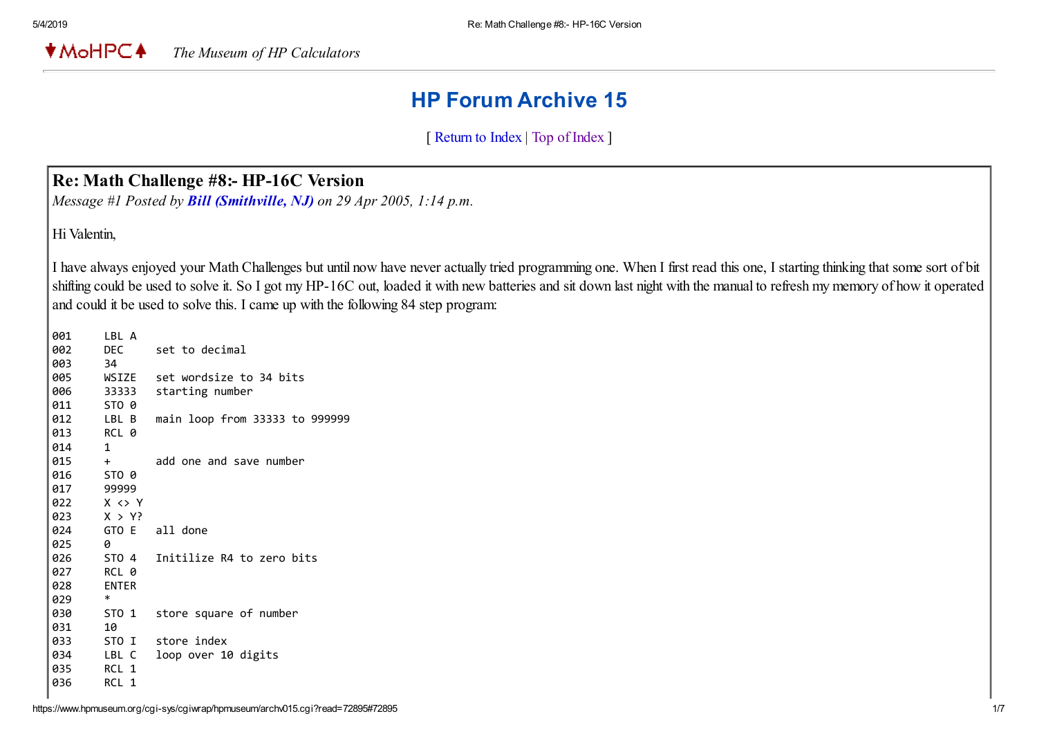♦MoHPC♦ *The Museum of HP Calculators*

# HP Forum Archive 15

[ Return to Index | Top of Index ]

## Re: Math Challenge #8:- HP-16C Version

*Message #1 Posted by **Bill (Smithville, NJ)** on 29 Apr 2005, 1:14 p.m.*

Hi Valentin,

I have always enjoyed your Math Challenges but until now have never actually tried programming one. When I first read this one, I starting thinking that some sort of bit shifting could be used to solve it. So I got my HP-16C out, loaded it with new batteries and sit down last night with the manual to refresh my memory of how it operated and could it be used to solve this. I came up with the following 84 step program:

```
001     LBL A
002     DEC     set to decimal
003     34
005     WSIZE   set wordsize to 34 bits
006     33333   starting number
011     STO 0
012     LBL B   main loop from 33333 to 999999
013     RCL 0
014     1
015     +       add one and save number
016     STO 0
017     99999
022     X <> Y
023     X > Y?
024     GTO E   all done
025     0
026     STO 4   Initilize R4 to zero bits
027     RCL 0
028     ENTER
029     *
030     STO 1   store square of number
031     10
033     STO I   store index
034     LBL C   loop over 10 digits
035     RCL 1
036     RCL 1
```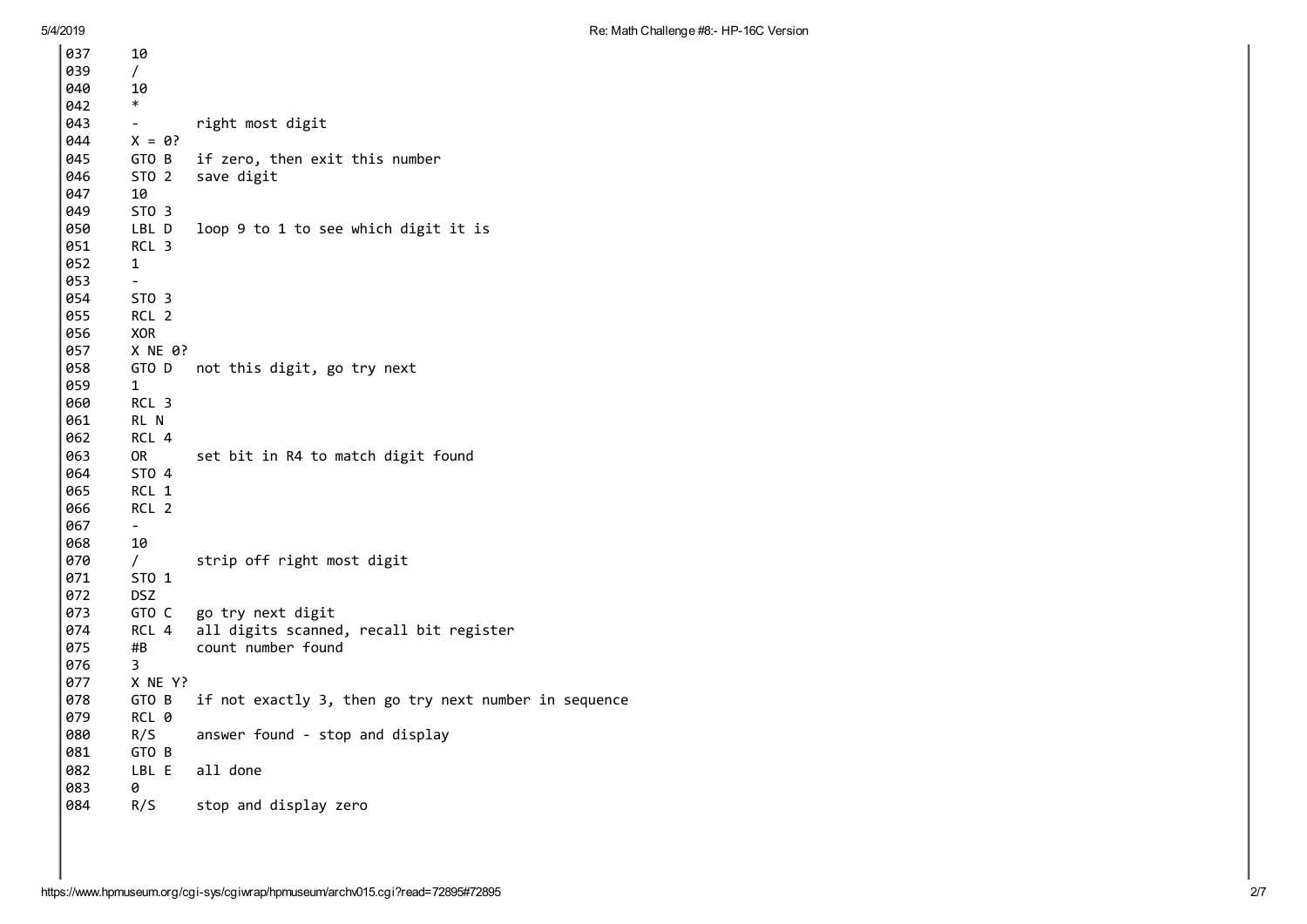```
037     10
039     /
040     10
042     *
043     -       right most digit
044     X = 0?
045     GTO B   if zero, then exit this number
046     STO 2   save digit
047     10
049     STO 3
050     LBL D   loop 9 to 1 to see which digit it is
051     RCL 3
052     1
053     -
054     STO 3
055     RCL 2
056     XOR
057     X NE 0?
058     GTO D   not this digit, go try next
059     1
060     RCL 3
061     RL N
062     RCL 4
063     OR      set bit in R4 to match digit found
064     STO 4
065     RCL 1
066     RCL 2
067     -
068     10
070     /       strip off right most digit
071     STO 1
072     DSZ
073     GTO C   go try next digit
074     RCL 4   all digits scanned, recall bit register
075     #B      count number found
076     3
077     X NE Y?
078     GTO B   if not exactly 3, then go try next number in sequence
079     RCL 0
080     R/S     answer found - stop and display
081     GTO B
082     LBL E   all done
083     0
084     R/S     stop and display zero
```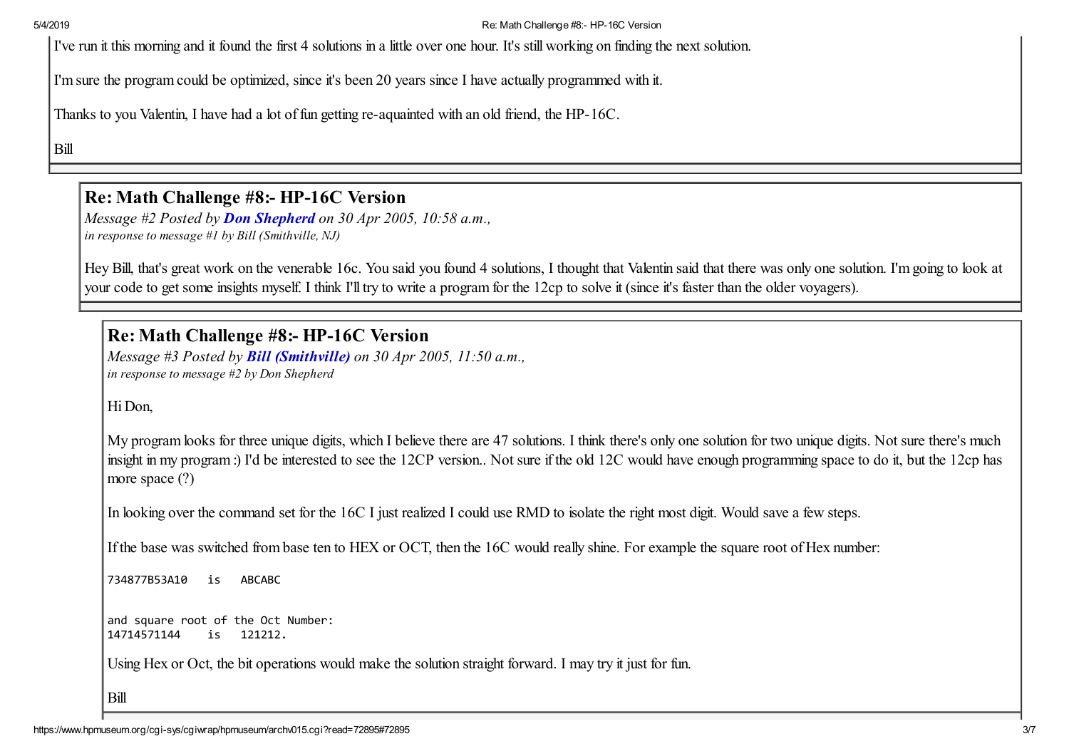I've run it this morning and it found the first 4 solutions in a little over one hour. It's still working on finding the next solution.

I'm sure the program could be optimized, since it's been 20 years since I have actually programmed with it.

Thanks to you Valentin, I have had a lot of fun getting re-aquainted with an old friend, the HP-16C.

Bill

## Re: Math Challenge #8:- HP-16C Version

*Message #2 Posted by* ***Don Shepherd*** *on 30 Apr 2005, 10:58 a.m.,*
*in response to message #1 by Bill (Smithville, NJ)*

Hey Bill, that's great work on the venerable 16c. You said you found 4 solutions, I thought that Valentin said that there was only one solution. I'm going to look at your code to get some insights myself. I think I'll try to write a program for the 12cp to solve it (since it's faster than the older voyagers).

## Re: Math Challenge #8:- HP-16C Version

*Message #3 Posted by* ***Bill (Smithville)*** *on 30 Apr 2005, 11:50 a.m.,*
*in response to message #2 by Don Shepherd*

Hi Don,

My program looks for three unique digits, which I believe there are 47 solutions. I think there's only one solution for two unique digits. Not sure there's much insight in my program :) I'd be interested to see the 12CP version.. Not sure if the old 12C would have enough programming space to do it, but the 12cp has more space (?)

In looking over the command set for the 16C I just realized I could use RMD to isolate the right most digit. Would save a few steps.

If the base was switched from base ten to HEX or OCT, then the 16C would really shine. For example the square root of Hex number:

```
734877B53A10   is   ABCABC


and square root of the Oct Number:
14714571144    is   121212.
```

Using Hex or Oct, the bit operations would make the solution straight forward. I may try it just for fun.

Bill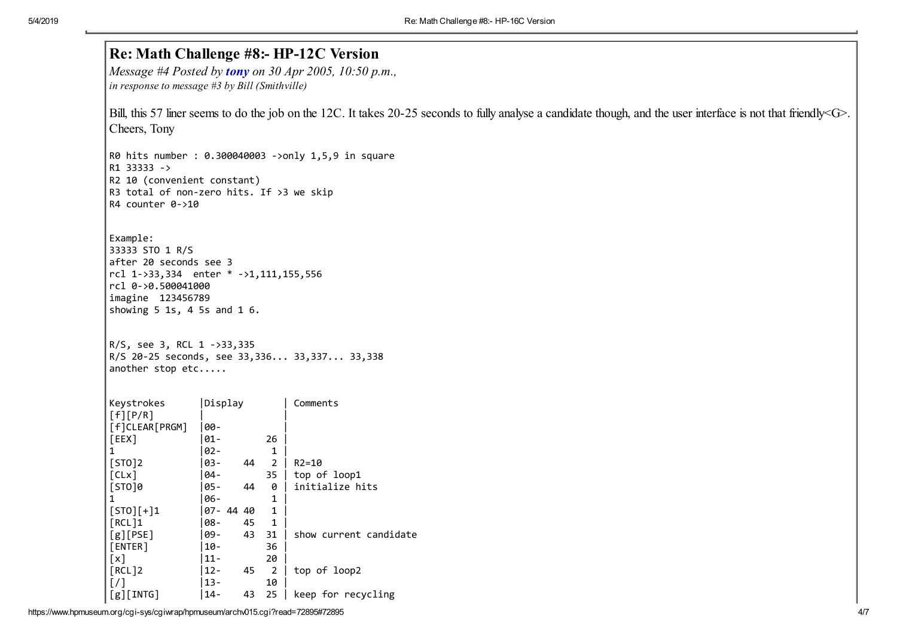## Re: Math Challenge #8:- HP-12C Version

*Message #4 Posted by* ***tony*** *on 30 Apr 2005, 10:50 p.m.,*
*in response to message #3 by Bill (Smithville)*

Bill, this 57 liner seems to do the job on the 12C. It takes 20-25 seconds to fully analyse a candidate though, and the user interface is not that friendly<G>.
Cheers, Tony

```
R0 hits number : 0.300040003 ->only 1,5,9 in square
R1 33333 ->
R2 10 (convenient constant)
R3 total of non-zero hits. If >3 we skip
R4 counter 0->10


Example:
33333 STO 1 R/S
after 20 seconds see 3
rcl 1->33,334  enter * ->1,111,155,556
rcl 0->0.500041000
imagine  123456789
showing 5 1s, 4 5s and 1 6.


R/S, see 3, RCL 1 ->33,335
R/S 20-25 seconds, see 33,336... 33,337... 33,338
another stop etc.....


Keystrokes      |Display       | Comments
[f][P/R]        |              |
[f]CLEAR[PRGM]  |00-           |
[EEX]           |01-        26 |
1               |02-         1 |
[STO]2          |03-    44   2 | R2=10
[CLx]           |04-        35 | top of loop1
[STO]0          |05-    44   0 | initialize hits
1               |06-         1 |
[STO][+]1       |07- 44 40   1 |
[RCL]1          |08-    45   1 |
[g][PSE]        |09-    43  31 | show current candidate
[ENTER]         |10-        36 |
[x]             |11-        20 |
[RCL]2          |12-    45   2 | top of loop2
[/]             |13-        10 |
[g][INTG]       |14-    43  25 | keep for recycling
```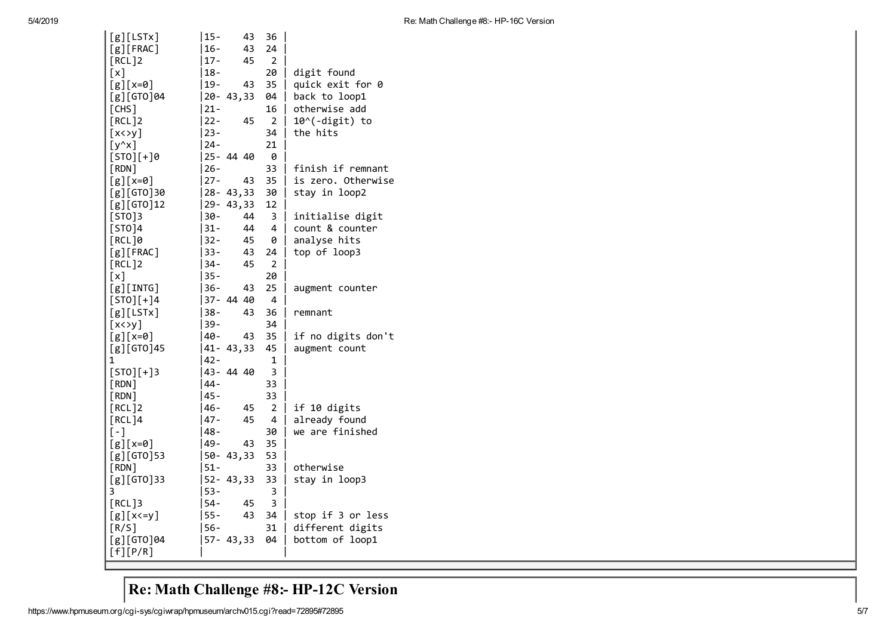```
[g][LSTx]       |15-    43  36 |
[g][FRAC]       |16-    43  24 |
[RCL]2          |17-    45   2 |
[x]             |18-        20 | digit found
[g][x=0]        |19-    43  35 | quick exit for 0
[g][GTO]04      |20- 43,33  04 | back to loop1
[CHS]           |21-        16 | otherwise add
[RCL]2          |22-    45   2 | 10^(-digit) to
[x<>y]          |23-        34 | the hits
[y^x]           |24-        21 |
[STO][+]0       |25- 44 40   0 |
[RDN]           |26-        33 | finish if remnant
[g][x=0]        |27-    43  35 | is zero. Otherwise
[g][GTO]30      |28- 43,33  30 | stay in loop2
[g][GTO]12      |29- 43,33  12 |
[STO]3          |30-    44   3 | initialise digit
[STO]4          |31-    44   4 | count & counter
[RCL]0          |32-    45   0 | analyse hits
[g][FRAC]       |33-    43  24 | top of loop3
[RCL]2          |34-    45   2 |
[x]             |35-        20 |
[g][INTG]       |36-    43  25 | augment counter
[STO][+]4       |37- 44 40   4 |
[g][LSTx]       |38-    43  36 | remnant
[x<>y]          |39-        34 |
[g][x=0]        |40-    43  35 | if no digits don't
[g][GTO]45      |41- 43,33  45 | augment count
1               |42-         1 |
[STO][+]3       |43- 44 40   3 |
[RDN]           |44-        33 |
[RDN]           |45-        33 |
[RCL]2          |46-    45   2 | if 10 digits
[RCL]4          |47-    45   4 | already found
[-]             |48-        30 | we are finished
[g][x=0]        |49-    43  35 |
[g][GTO]53      |50- 43,33  53 |
[RDN]           |51-        33 | otherwise
[g][GTO]33      |52- 43,33  33 | stay in loop3
3               |53-         3 |
[RCL]3          |54-    45   3 |
[g][x<=y]       |55-    43  34 | stop if 3 or less
[R/S]           |56-        31 | different digits
[g][GTO]04      |57- 43,33  04 | bottom of loop1
[f][P/R]        |              |
```

## Re: Math Challenge #8:- HP-12C Version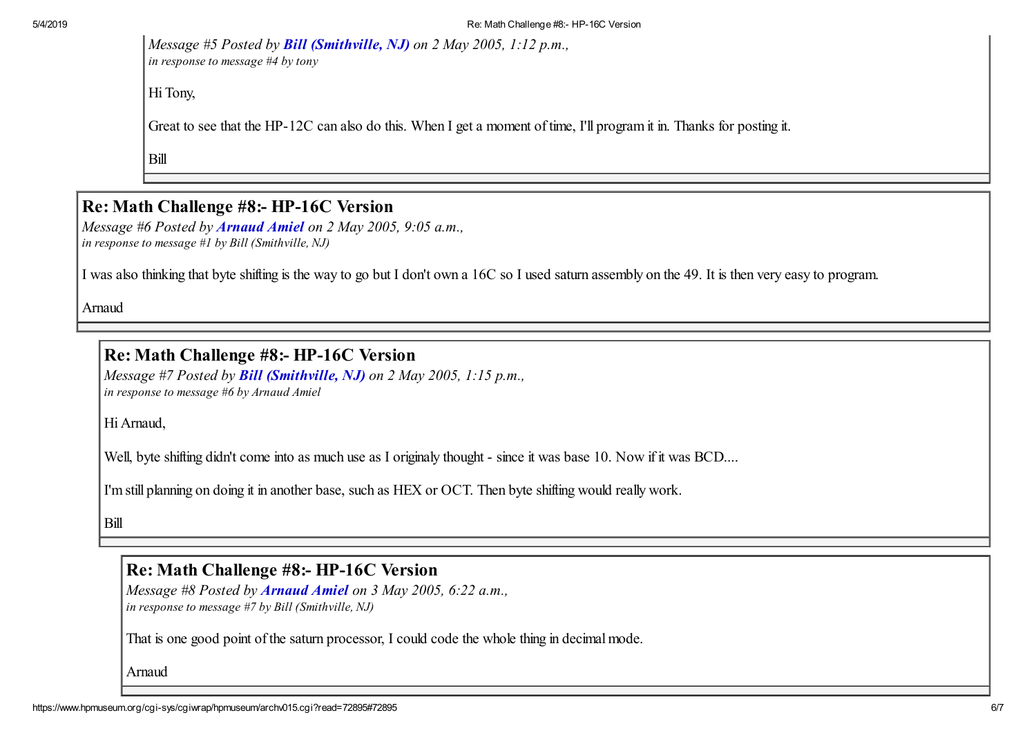*Message #5 Posted by* ***Bill (Smithville, NJ)*** *on 2 May 2005, 1:12 p.m.,*
*in response to message #4 by tony*

Hi Tony,

Great to see that the HP-12C can also do this. When I get a moment of time, I'll program it in. Thanks for posting it.

Bill

## Re: Math Challenge #8:- HP-16C Version

*Message #6 Posted by* ***Arnaud Amiel*** *on 2 May 2005, 9:05 a.m.,*
*in response to message #1 by Bill (Smithville, NJ)*

I was also thinking that byte shifting is the way to go but I don't own a 16C so I used saturn assembly on the 49. It is then very easy to program.

Arnaud

## Re: Math Challenge #8:- HP-16C Version

*Message #7 Posted by* ***Bill (Smithville, NJ)*** *on 2 May 2005, 1:15 p.m.,*
*in response to message #6 by Arnaud Amiel*

Hi Arnaud,

Well, byte shifting didn't come into as much use as I originaly thought - since it was base 10. Now if it was BCD....

I'm still planning on doing it in another base, such as HEX or OCT. Then byte shifting would really work.

Bill

## Re: Math Challenge #8:- HP-16C Version

*Message #8 Posted by* ***Arnaud Amiel*** *on 3 May 2005, 6:22 a.m.,*
*in response to message #7 by Bill (Smithville, NJ)*

That is one good point of the saturn processor, I could code the whole thing in decimal mode.

Arnaud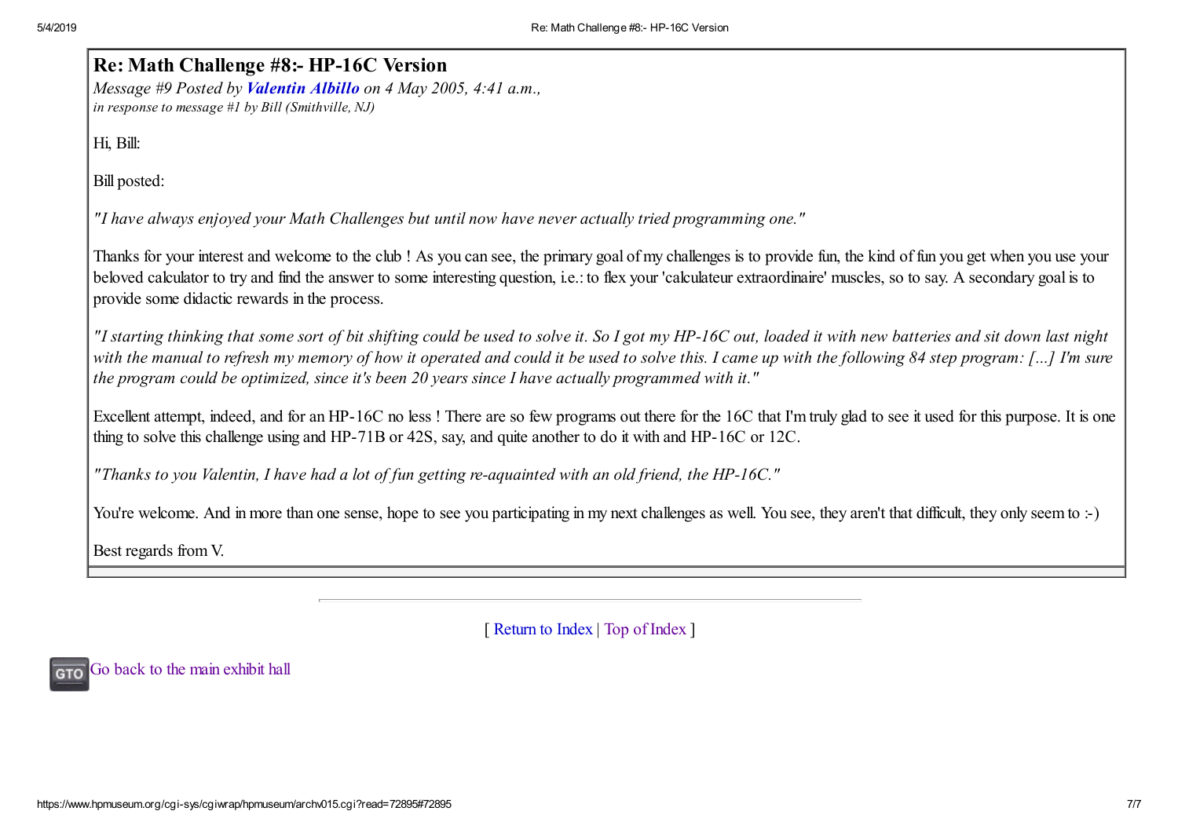## Re: Math Challenge #8:- HP-16C Version

*Message #9 Posted by* ***Valentin Albillo*** *on 4 May 2005, 4:41 a.m.,*
*in response to message #1 by Bill (Smithville, NJ)*

Hi, Bill:

Bill posted:

*"I have always enjoyed your Math Challenges but until now have never actually tried programming one."*

Thanks for your interest and welcome to the club ! As you can see, the primary goal of my challenges is to provide fun, the kind of fun you get when you use your beloved calculator to try and find the answer to some interesting question, i.e.: to flex your 'calculateur extraordinaire' muscles, so to say. A secondary goal is to provide some didactic rewards in the process.

*"I starting thinking that some sort of bit shifting could be used to solve it. So I got my HP-16C out, loaded it with new batteries and sit down last night with the manual to refresh my memory of how it operated and could it be used to solve this. I came up with the following 84 step program: [...] I'm sure the program could be optimized, since it's been 20 years since I have actually programmed with it."*

Excellent attempt, indeed, and for an HP-16C no less ! There are so few programs out there for the 16C that I'm truly glad to see it used for this purpose. It is one thing to solve this challenge using and HP-71B or 42S, say, and quite another to do it with and HP-16C or 12C.

*"Thanks to you Valentin, I have had a lot of fun getting re-aquainted with an old friend, the HP-16C."*

You're welcome. And in more than one sense, hope to see you participating in my next challenges as well. You see, they aren't that difficult, they only seem to :-)

Best regards from V.

---

[ Return to Index | Top of Index ]

Go back to the main exhibit hall